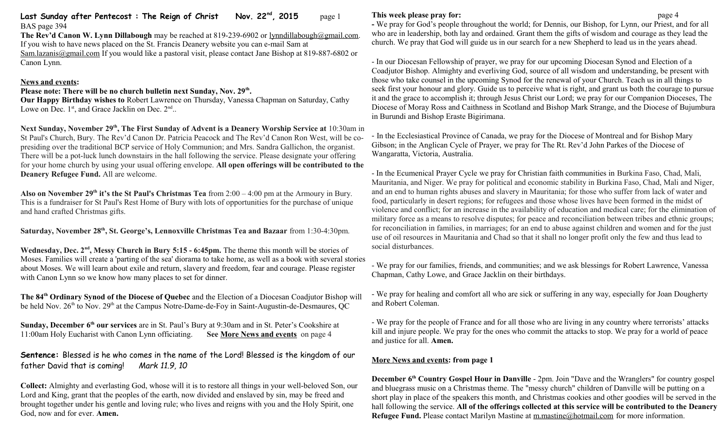**Last Sunday after Pentecost : The Reign of Christ Nov. 22nd, 2015**

BAS page 394

**The Rev'd Canon W. Lynn Dillabough** may be reached at 819-239-6902 or lynndillabough@gmail.com. If you wish to have news placed on the St. Francis Deanery website you can e-mail Sam at Sam.lazanis@gmail.com If you would like a pastoral visit, please contact Jane Bishop at 819-887-6802 or Canon Lynn.

**News and events:**

**Please note: There will be no church bulletin next Sunday, Nov. 29th.**

**Our Happy Birthday wishes to** Robert Lawrence on Thursday, Vanessa Chapman on Saturday, Cathy Lowe on Dec. 1st, and Grace Jacklin on Dec. 2nd..

**Next Sunday, November 29th, The First Sunday of Advent is a Deanery Worship Service at** 10:30am in St Paul's Church, Bury. The Rev'd Canon Dr. Patricia Peacock and The Rev'd Canon Ron West, will be co-presiding over the traditional BCP service of Holy Communion; and Mrs. Sandra Gallichon, the organist. There will be a pot-luck lunch downstairs in the hall following the service. Please designate your offering for your home church by using your usual offering envelope. **All open offerings will be contributed to the Deanery Refugee Fund.** All are welcome.

**Also on November 29th it's the St Paul's Christmas Tea** from 2:00 – 4:00 pm at the Armoury in Bury. This is a fundraiser for St Paul's Rest Home of Bury with lots of opportunities for the purchase of unique and hand crafted Christmas gifts.

**Saturday, November 28th, St. George's, Lennoxville Christmas Tea and Bazaar** from 1:30-4:30pm.

**Wednesday, Dec. 2nd, Messy Church in Bury 5:15 - 6:45pm.** The theme this month will be stories of Moses. Families will create a 'parting of the sea' diorama to take home, as well as a book with several stories about Moses. We will learn about exile and return, slavery and freedom, fear and courage. Please register with Canon Lynn so we know how many places to set for dinner.

**The 84th Ordinary Synod of the Diocese of Quebec** and the Election of a Diocesan Coadjutor Bishop will be held Nov. 26th to Nov. 29th at the Campus Notre-Dame-de-Foy in Saint-Augustin-de-Desmaures, QC

**Sunday, December 6th our services** are in St. Paul's Bury at 9:30am and in St. Peter's Cookshire at 11:00am Holy Eucharist with Canon Lynn officiating. **See More News and events** on page 4

**Sentence:** Blessed is he who comes in the name of the Lord! Blessed is the kingdom of our father David that is coming! *Mark 11.9, 10*

**Collect:** Almighty and everlasting God, whose will it is to restore all things in your well-beloved Son, our Lord and King, grant that the peoples of the earth, now divided and enslaved by sin, may be freed and brought together under his gentle and loving rule; who lives and reigns with you and the Holy Spirit, one God, now and for ever. **Amen.**

**This week please pray for:**

- We pray for God's people throughout the world; for Dennis, our Bishop, for Lynn, our Priest, and for all who are in leadership, both lay and ordained. Grant them the gifts of wisdom and courage as they lead the church. We pray that God will guide us in our search for a new Shepherd to lead us in the years ahead.

- In our Diocesan Fellowship of prayer, we pray for our upcoming Diocesan Synod and Election of a Coadjutor Bishop. Almighty and everliving God, source of all wisdom and understanding, be present with those who take counsel in the upcoming Synod for the renewal of your Church. Teach us in all things to seek first your honour and glory. Guide us to perceive what is right, and grant us both the courage to pursue it and the grace to accomplish it; through Jesus Christ our Lord; we pray for our Companion Dioceses, The Diocese of Moray Ross and Caithness in Scotland and Bishop Mark Strange, and the Diocese of Bujumbura in Burundi and Bishop Eraste Bigirimana.

- In the Ecclesiastical Province of Canada, we pray for the Diocese of Montreal and for Bishop Mary Gibson; in the Anglican Cycle of Prayer, we pray for The Rt. Rev'd John Parkes of the Diocese of Wangaratta, Victoria, Australia.

- In the Ecumenical Prayer Cycle we pray for Christian faith communities in Burkina Faso, Chad, Mali, Mauritania, and Niger. We pray for political and economic stability in Burkina Faso, Chad, Mali and Niger, and an end to human rights abuses and slavery in Mauritania; for those who suffer from lack of water and food, particularly in desert regions; for refugees and those whose lives have been formed in the midst of violence and conflict; for an increase in the availability of education and medical care; for the elimination of military force as a means to resolve disputes; for peace and reconciliation between tribes and ethnic groups; for reconciliation in families, in marriages; for an end to abuse against children and women and for the just use of oil resources in Mauritania and Chad so that it shall no longer profit only the few and thus lead to social disturbances.

- We pray for our families, friends, and communities; and we ask blessings for Robert Lawrence, Vanessa Chapman, Cathy Lowe, and Grace Jacklin on their birthdays.

- We pray for healing and comfort all who are sick or suffering in any way, especially for Joan Dougherty and Robert Coleman.

- We pray for the people of France and for all those who are living in any country where terrorists' attacks kill and injure people. We pray for the ones who commit the attacks to stop. We pray for a world of peace and justice for all. **Amen.**

**More News and events: from page 1**

**December 6th Country Gospel Hour in Danville** - 2pm. Join "Dave and the Wranglers" for country gospel and bluegrass music on a Christmas theme. The "messy church" children of Danville will be putting on a short play in place of the speakers this month, and Christmas cookies and other goodies will be served in the hall following the service. **All of the offerings collected at this service will be contributed to the Deanery Refugee Fund.** Please contact Marilyn Mastine at m.mastine@hotmail.com for more information.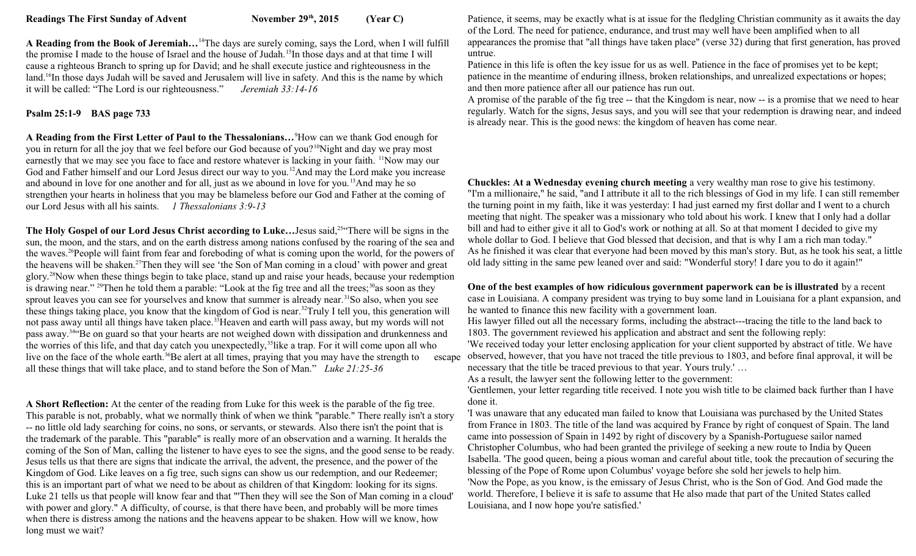**Readings The First Sunday of Advent November 29th, 2015 (Year C)**

**A Reading from the Book of Jeremiah…**[14]The days are surely coming, says the Lord, when I will fulfill the promise I made to the house of Israel and the house of Judah.[15]In those days and at that time I will cause a righteous Branch to spring up for David; and he shall execute justice and righteousness in the land.[16]In those days Judah will be saved and Jerusalem will live in safety. And this is the name by which it will be called: "The Lord is our righteousness." *Jeremiah 33:14-16*

**Psalm 25:1-9 BAS page 733**

**A Reading from the First Letter of Paul to the Thessalonians…**[9]How can we thank God enough for you in return for all the joy that we feel before our God because of you?[10]Night and day we pray most earnestly that we may see you face to face and restore whatever is lacking in your faith. [11]Now may our God and Father himself and our Lord Jesus direct our way to you.[12]And may the Lord make you increase and abound in love for one another and for all, just as we abound in love for you.[13]And may he so strengthen your hearts in holiness that you may be blameless before our God and Father at the coming of our Lord Jesus with all his saints. *1 Thessalonians 3:9-13*

**The Holy Gospel of our Lord Jesus Christ according to Luke…**Jesus said,[25]"There will be signs in the sun, the moon, and the stars, and on the earth distress among nations confused by the roaring of the sea and the waves.[26]People will faint from fear and foreboding of what is coming upon the world, for the powers of the heavens will be shaken.[27]Then they will see 'the Son of Man coming in a cloud' with power and great glory.[28]Now when these things begin to take place, stand up and raise your heads, because your redemption is drawing near." [29]Then he told them a parable: "Look at the fig tree and all the trees;[30]as soon as they sprout leaves you can see for yourselves and know that summer is already near.[31]So also, when you see these things taking place, you know that the kingdom of God is near.[32]Truly I tell you, this generation will not pass away until all things have taken place.[33]Heaven and earth will pass away, but my words will not pass away.[34]"Be on guard so that your hearts are not weighed down with dissipation and drunkenness and the worries of this life, and that day catch you unexpectedly,[35]like a trap. For it will come upon all who live on the face of the whole earth.[36]Be alert at all times, praying that you may have the strength to escape all these things that will take place, and to stand before the Son of Man." *Luke 21:25-36*

**A Short Reflection:** At the center of the reading from Luke for this week is the parable of the fig tree. This parable is not, probably, what we normally think of when we think "parable." There really isn't a story -- no little old lady searching for coins, no sons, or servants, or stewards. Also there isn't the point that is the trademark of the parable. This "parable" is really more of an observation and a warning. It heralds the coming of the Son of Man, calling the listener to have eyes to see the signs, and the good sense to be ready. Jesus tells us that there are signs that indicate the arrival, the advent, the presence, and the power of the Kingdom of God. Like leaves on a fig tree, such signs can show us our redemption, and our Redeemer; this is an important part of what we need to be about as children of that Kingdom: looking for its signs. Luke 21 tells us that people will know fear and that "'Then they will see the Son of Man coming in a cloud' with power and glory." A difficulty, of course, is that there have been, and probably will be more times when there is distress among the nations and the heavens appear to be shaken. How will we know, how long must we wait?

Patience, it seems, may be exactly what is at issue for the fledgling Christian community as it awaits the day of the Lord. The need for patience, endurance, and trust may well have been amplified when to all appearances the promise that "all things have taken place" (verse 32) during that first generation, has proved untrue.

Patience in this life is often the key issue for us as well. Patience in the face of promises yet to be kept; patience in the meantime of enduring illness, broken relationships, and unrealized expectations or hopes; and then more patience after all our patience has run out.

A promise of the parable of the fig tree -- that the Kingdom is near, now -- is a promise that we need to hear regularly. Watch for the signs, Jesus says, and you will see that your redemption is drawing near, and indeed is already near. This is the good news: the kingdom of heaven has come near.

**Chuckles: At a Wednesday evening church meeting** a very wealthy man rose to give his testimony. "I'm a millionaire," he said, "and I attribute it all to the rich blessings of God in my life. I can still remember the turning point in my faith, like it was yesterday: I had just earned my first dollar and I went to a church meeting that night. The speaker was a missionary who told about his work. I knew that I only had a dollar bill and had to either give it all to God's work or nothing at all. So at that moment I decided to give my whole dollar to God. I believe that God blessed that decision, and that is why I am a rich man today." As he finished it was clear that everyone had been moved by this man's story. But, as he took his seat, a little old lady sitting in the same pew leaned over and said: "Wonderful story! I dare you to do it again!"

**One of the best examples of how ridiculous government paperwork can be is illustrated** by a recent case in Louisiana. A company president was trying to buy some land in Louisiana for a plant expansion, and he wanted to finance this new facility with a government loan.

His lawyer filled out all the necessary forms, including the abstract---tracing the title to the land back to 1803. The government reviewed his application and abstract and sent the following reply:

'We received today your letter enclosing application for your client supported by abstract of title. We have observed, however, that you have not traced the title previous to 1803, and before final approval, it will be necessary that the title be traced previous to that year. Yours truly.' …

As a result, the lawyer sent the following letter to the government:

'Gentlemen, your letter regarding title received. I note you wish title to be claimed back further than I have done it.

'I was unaware that any educated man failed to know that Louisiana was purchased by the United States from France in 1803. The title of the land was acquired by France by right of conquest of Spain. The land came into possession of Spain in 1492 by right of discovery by a Spanish-Portuguese sailor named Christopher Columbus, who had been granted the privilege of seeking a new route to India by Queen Isabella. 'The good queen, being a pious woman and careful about title, took the precaution of securing the blessing of the Pope of Rome upon Columbus' voyage before she sold her jewels to help him.

'Now the Pope, as you know, is the emissary of Jesus Christ, who is the Son of God. And God made the world. Therefore, I believe it is safe to assume that He also made that part of the United States called Louisiana, and I now hope you're satisfied.'